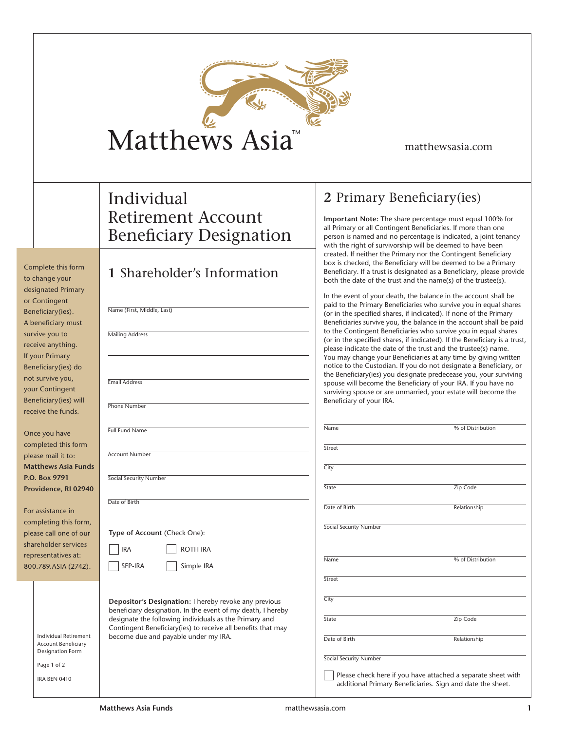Matthews Asia™

matthewsasia.com

# Individual Retirement Account Beneficiary Designation

Complete this form to change your designated Primary or Contingent Beneficiary(ies). A beneficiary must survive you to receive anything. If your Primary Beneficiary(ies) do not survive you, your Contingent Beneficiary(ies) will receive the funds.

Once you have completed this form please mail it to:
**Matthews Asia Funds**
**P.O. Box 9791**
**Providence, RI 02940**

For assistance in completing this form, please call one of our shareholder services representatives at: 800.789.ASIA (2742).

Individual Retirement Account Beneficiary Designation Form

IRA BEN 0410

## 1 Shareholder's Information

Name (First, Middle, Last) ______________________

Mailing Address ______________________

______________________

Email Address ______________________

Phone Number ______________________

Full Fund Name ______________________

Account Number ______________________

Social Security Number ______________________

Date of Birth ______________________

**Type of Account** (Check One):

☐ IRA ☐ ROTH IRA

☐ SEP-IRA ☐ Simple IRA

**Depositor's Designation:** I hereby revoke any previous beneficiary designation. In the event of my death, I hereby designate the following individuals as the Primary and Contingent Beneficiary(ies) to receive all benefits that may become due and payable under my IRA.

## 2 Primary Beneficiary(ies)

**Important Note:** The share percentage must equal 100% for all Primary or all Contingent Beneficiaries. If more than one person is named and no percentage is indicated, a joint tenancy with the right of survivorship will be deemed to have been created. If neither the Primary nor the Contingent Beneficiary box is checked, the Beneficiary will be deemed to be a Primary Beneficiary. If a trust is designated as a Beneficiary, please provide both the date of the trust and the name(s) of the trustee(s).

In the event of your death, the balance in the account shall be paid to the Primary Beneficiaries who survive you in equal shares (or in the specified shares, if indicated). If none of the Primary Beneficiaries survive you, the balance in the account shall be paid to the Contingent Beneficiaries who survive you in equal shares (or in the specified shares, if indicated). If the Beneficiary is a trust, please indicate the date of the trust and the trustee(s) name. You may change your Beneficiaries at any time by giving written notice to the Custodian. If you do not designate a Beneficiary, or the Beneficiary(ies) you designate predecease you, your surviving spouse will become the Beneficiary of your IRA. If you have no surviving spouse or are unmarried, your estate will become the Beneficiary of your IRA.

Name ______________ % of Distribution ______________

Street ______________________

City ______________________

State ______________ Zip Code ______________

Date of Birth ______________ Relationship ______________

Social Security Number ______________________

Name ______________ % of Distribution ______________

Street ______________________

City ______________________

State ______________ Zip Code ______________

Date of Birth ______________ Relationship ______________

Social Security Number ______________________

☐ Please check here if you have attached a separate sheet with additional Primary Beneficiaries. Sign and date the sheet.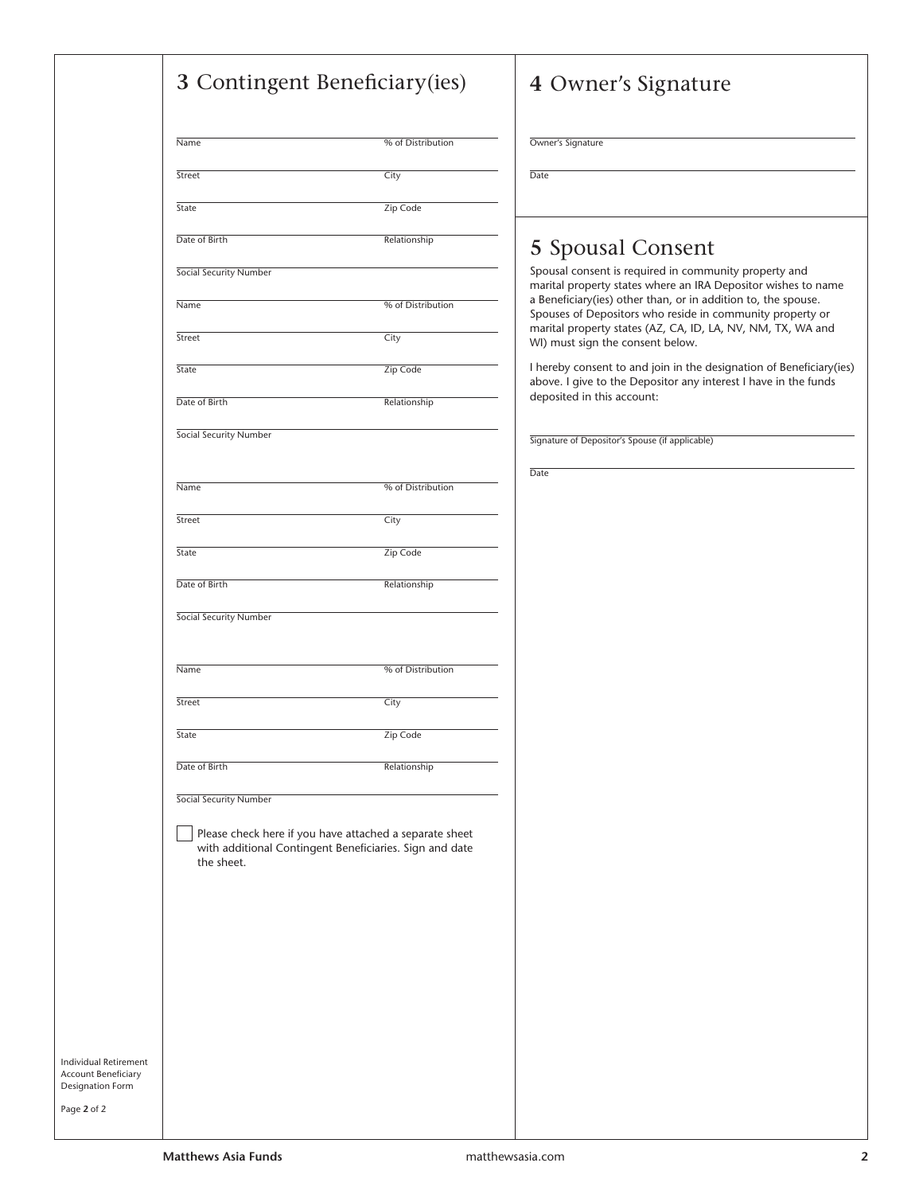## 3 Contingent Beneficiary(ies)

Name _______________ % of Distribution _______________

Street _______________ City _______________

State _______________ Zip Code _______________

Date of Birth _______________ Relationship _______________

Social Security Number _______________

Name _______________ % of Distribution _______________

Street _______________ City _______________

State _______________ Zip Code _______________

Date of Birth _______________ Relationship _______________

Social Security Number _______________

Name _______________ % of Distribution _______________

Street _______________ City _______________

State _______________ Zip Code _______________

Date of Birth _______________ Relationship _______________

Social Security Number _______________

Name _______________ % of Distribution _______________

Street _______________ City _______________

State _______________ Zip Code _______________

Date of Birth _______________ Relationship _______________

Social Security Number _______________

☐ Please check here if you have attached a separate sheet with additional Contingent Beneficiaries. Sign and date the sheet.

## 4 Owner's Signature

Owner's Signature _______________

Date _______________

## 5 Spousal Consent

Spousal consent is required in community property and marital property states where an IRA Depositor wishes to name a Beneficiary(ies) other than, or in addition to, the spouse. Spouses of Depositors who reside in community property or marital property states (AZ, CA, ID, LA, NV, NM, TX, WA and WI) must sign the consent below.

I hereby consent to and join in the designation of Beneficiary(ies) above. I give to the Depositor any interest I have in the funds deposited in this account:

Signature of Depositor's Spouse (if applicable) _______________

Date _______________

Individual Retirement Account Beneficiary Designation Form